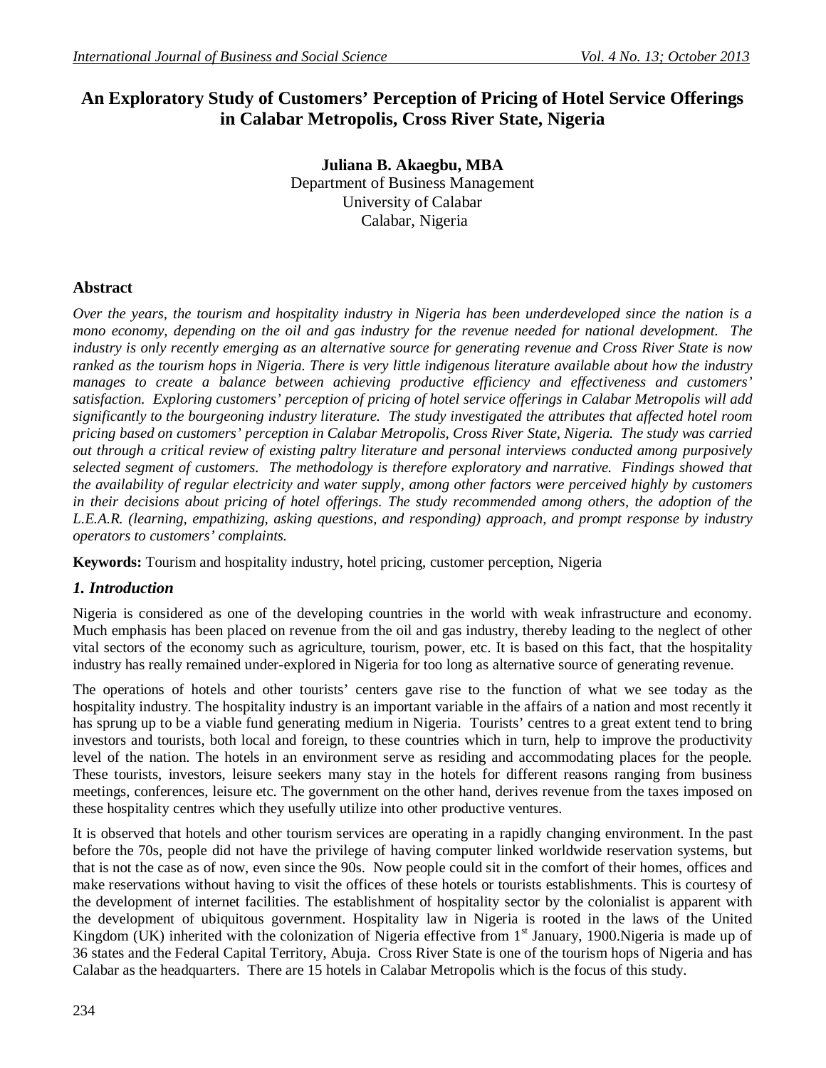# An Exploratory Study of Customers' Perception of Pricing of Hotel Service Offerings in Calabar Metropolis, Cross River State, Nigeria

**Juliana B. Akaegbu, MBA**
Department of Business Management
University of Calabar
Calabar, Nigeria

## Abstract

*Over the years, the tourism and hospitality industry in Nigeria has been underdeveloped since the nation is a mono economy, depending on the oil and gas industry for the revenue needed for national development. The industry is only recently emerging as an alternative source for generating revenue and Cross River State is now ranked as the tourism hops in Nigeria. There is very little indigenous literature available about how the industry manages to create a balance between achieving productive efficiency and effectiveness and customers' satisfaction. Exploring customers' perception of pricing of hotel service offerings in Calabar Metropolis will add significantly to the bourgeoning industry literature. The study investigated the attributes that affected hotel room pricing based on customers' perception in Calabar Metropolis, Cross River State, Nigeria. The study was carried out through a critical review of existing paltry literature and personal interviews conducted among purposively selected segment of customers. The methodology is therefore exploratory and narrative. Findings showed that the availability of regular electricity and water supply, among other factors were perceived highly by customers in their decisions about pricing of hotel offerings. The study recommended among others, the adoption of the L.E.A.R. (learning, empathizing, asking questions, and responding) approach, and prompt response by industry operators to customers' complaints.*

**Keywords:** Tourism and hospitality industry, hotel pricing, customer perception, Nigeria

## *1. Introduction*

Nigeria is considered as one of the developing countries in the world with weak infrastructure and economy. Much emphasis has been placed on revenue from the oil and gas industry, thereby leading to the neglect of other vital sectors of the economy such as agriculture, tourism, power, etc. It is based on this fact, that the hospitality industry has really remained under-explored in Nigeria for too long as alternative source of generating revenue.

The operations of hotels and other tourists' centers gave rise to the function of what we see today as the hospitality industry. The hospitality industry is an important variable in the affairs of a nation and most recently it has sprung up to be a viable fund generating medium in Nigeria. Tourists' centres to a great extent tend to bring investors and tourists, both local and foreign, to these countries which in turn, help to improve the productivity level of the nation. The hotels in an environment serve as residing and accommodating places for the people. These tourists, investors, leisure seekers many stay in the hotels for different reasons ranging from business meetings, conferences, leisure etc. The government on the other hand, derives revenue from the taxes imposed on these hospitality centres which they usefully utilize into other productive ventures.

It is observed that hotels and other tourism services are operating in a rapidly changing environment. In the past before the 70s, people did not have the privilege of having computer linked worldwide reservation systems, but that is not the case as of now, even since the 90s. Now people could sit in the comfort of their homes, offices and make reservations without having to visit the offices of these hotels or tourists establishments. This is courtesy of the development of internet facilities. The establishment of hospitality sector by the colonialist is apparent with the development of ubiquitous government. Hospitality law in Nigeria is rooted in the laws of the United Kingdom (UK) inherited with the colonization of Nigeria effective from 1st January, 1900.Nigeria is made up of 36 states and the Federal Capital Territory, Abuja. Cross River State is one of the tourism hops of Nigeria and has Calabar as the headquarters. There are 15 hotels in Calabar Metropolis which is the focus of this study.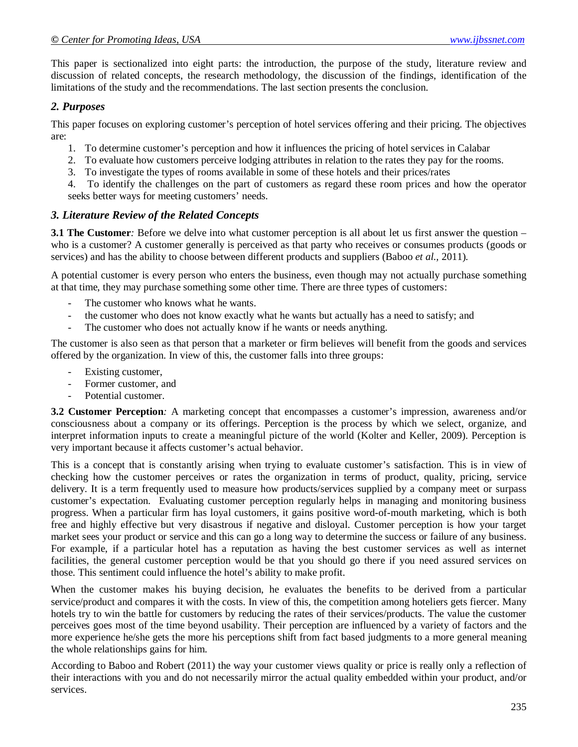This paper is sectionalized into eight parts: the introduction, the purpose of the study, literature review and discussion of related concepts, the research methodology, the discussion of the findings, identification of the limitations of the study and the recommendations. The last section presents the conclusion.

## *2. Purposes*

This paper focuses on exploring customer's perception of hotel services offering and their pricing. The objectives are:

1. To determine customer's perception and how it influences the pricing of hotel services in Calabar
2. To evaluate how customers perceive lodging attributes in relation to the rates they pay for the rooms.
3. To investigate the types of rooms available in some of these hotels and their prices/rates
4. To identify the challenges on the part of customers as regard these room prices and how the operator seeks better ways for meeting customers' needs.

## *3. Literature Review of the Related Concepts*

**3.1 The Customer***:* Before we delve into what customer perception is all about let us first answer the question – who is a customer? A customer generally is perceived as that party who receives or consumes products (goods or services) and has the ability to choose between different products and suppliers (Baboo *et al.*, 2011).

A potential customer is every person who enters the business, even though may not actually purchase something at that time, they may purchase something some other time. There are three types of customers:

- The customer who knows what he wants.
- the customer who does not know exactly what he wants but actually has a need to satisfy; and
- The customer who does not actually know if he wants or needs anything.

The customer is also seen as that person that a marketer or firm believes will benefit from the goods and services offered by the organization. In view of this, the customer falls into three groups:

- Existing customer,
- Former customer, and
- Potential customer.

**3.2 Customer Perception***:* A marketing concept that encompasses a customer's impression, awareness and/or consciousness about a company or its offerings. Perception is the process by which we select, organize, and interpret information inputs to create a meaningful picture of the world (Kolter and Keller, 2009). Perception is very important because it affects customer's actual behavior.

This is a concept that is constantly arising when trying to evaluate customer's satisfaction. This is in view of checking how the customer perceives or rates the organization in terms of product, quality, pricing, service delivery. It is a term frequently used to measure how products/services supplied by a company meet or surpass customer's expectation. Evaluating customer perception regularly helps in managing and monitoring business progress. When a particular firm has loyal customers, it gains positive word-of-mouth marketing, which is both free and highly effective but very disastrous if negative and disloyal. Customer perception is how your target market sees your product or service and this can go a long way to determine the success or failure of any business. For example, if a particular hotel has a reputation as having the best customer services as well as internet facilities, the general customer perception would be that you should go there if you need assured services on those. This sentiment could influence the hotel's ability to make profit.

When the customer makes his buying decision, he evaluates the benefits to be derived from a particular service/product and compares it with the costs. In view of this, the competition among hoteliers gets fiercer. Many hotels try to win the battle for customers by reducing the rates of their services/products. The value the customer perceives goes most of the time beyond usability. Their perception are influenced by a variety of factors and the more experience he/she gets the more his perceptions shift from fact based judgments to a more general meaning the whole relationships gains for him.

According to Baboo and Robert (2011) the way your customer views quality or price is really only a reflection of their interactions with you and do not necessarily mirror the actual quality embedded within your product, and/or services.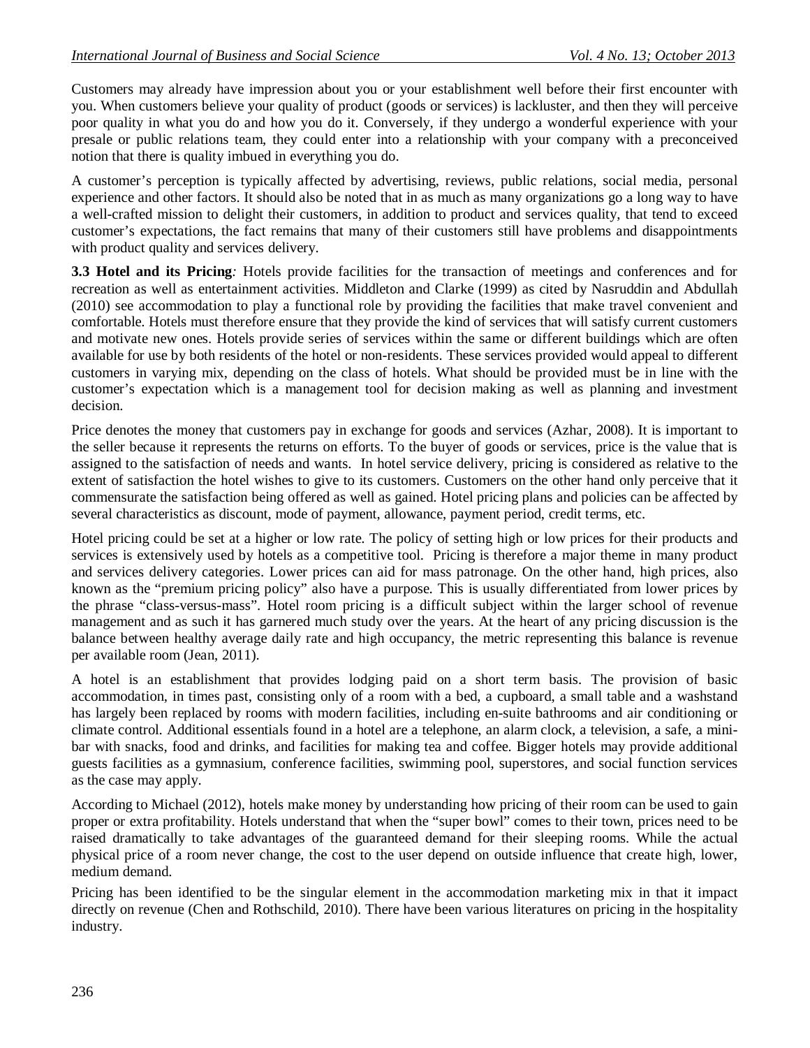Customers may already have impression about you or your establishment well before their first encounter with you. When customers believe your quality of product (goods or services) is lackluster, and then they will perceive poor quality in what you do and how you do it. Conversely, if they undergo a wonderful experience with your presale or public relations team, they could enter into a relationship with your company with a preconceived notion that there is quality imbued in everything you do.

A customer's perception is typically affected by advertising, reviews, public relations, social media, personal experience and other factors. It should also be noted that in as much as many organizations go a long way to have a well-crafted mission to delight their customers, in addition to product and services quality, that tend to exceed customer's expectations, the fact remains that many of their customers still have problems and disappointments with product quality and services delivery.

**3.3 Hotel and its Pricing***:* Hotels provide facilities for the transaction of meetings and conferences and for recreation as well as entertainment activities. Middleton and Clarke (1999) as cited by Nasruddin and Abdullah (2010) see accommodation to play a functional role by providing the facilities that make travel convenient and comfortable. Hotels must therefore ensure that they provide the kind of services that will satisfy current customers and motivate new ones. Hotels provide series of services within the same or different buildings which are often available for use by both residents of the hotel or non-residents. These services provided would appeal to different customers in varying mix, depending on the class of hotels. What should be provided must be in line with the customer's expectation which is a management tool for decision making as well as planning and investment decision.

Price denotes the money that customers pay in exchange for goods and services (Azhar, 2008). It is important to the seller because it represents the returns on efforts. To the buyer of goods or services, price is the value that is assigned to the satisfaction of needs and wants. In hotel service delivery, pricing is considered as relative to the extent of satisfaction the hotel wishes to give to its customers. Customers on the other hand only perceive that it commensurate the satisfaction being offered as well as gained. Hotel pricing plans and policies can be affected by several characteristics as discount, mode of payment, allowance, payment period, credit terms, etc.

Hotel pricing could be set at a higher or low rate. The policy of setting high or low prices for their products and services is extensively used by hotels as a competitive tool. Pricing is therefore a major theme in many product and services delivery categories. Lower prices can aid for mass patronage. On the other hand, high prices, also known as the "premium pricing policy" also have a purpose. This is usually differentiated from lower prices by the phrase "class-versus-mass". Hotel room pricing is a difficult subject within the larger school of revenue management and as such it has garnered much study over the years. At the heart of any pricing discussion is the balance between healthy average daily rate and high occupancy, the metric representing this balance is revenue per available room (Jean, 2011).

A hotel is an establishment that provides lodging paid on a short term basis. The provision of basic accommodation, in times past, consisting only of a room with a bed, a cupboard, a small table and a washstand has largely been replaced by rooms with modern facilities, including en-suite bathrooms and air conditioning or climate control. Additional essentials found in a hotel are a telephone, an alarm clock, a television, a safe, a mini-bar with snacks, food and drinks, and facilities for making tea and coffee. Bigger hotels may provide additional guests facilities as a gymnasium, conference facilities, swimming pool, superstores, and social function services as the case may apply.

According to Michael (2012), hotels make money by understanding how pricing of their room can be used to gain proper or extra profitability. Hotels understand that when the "super bowl" comes to their town, prices need to be raised dramatically to take advantages of the guaranteed demand for their sleeping rooms. While the actual physical price of a room never change, the cost to the user depend on outside influence that create high, lower, medium demand.

Pricing has been identified to be the singular element in the accommodation marketing mix in that it impact directly on revenue (Chen and Rothschild, 2010). There have been various literatures on pricing in the hospitality industry.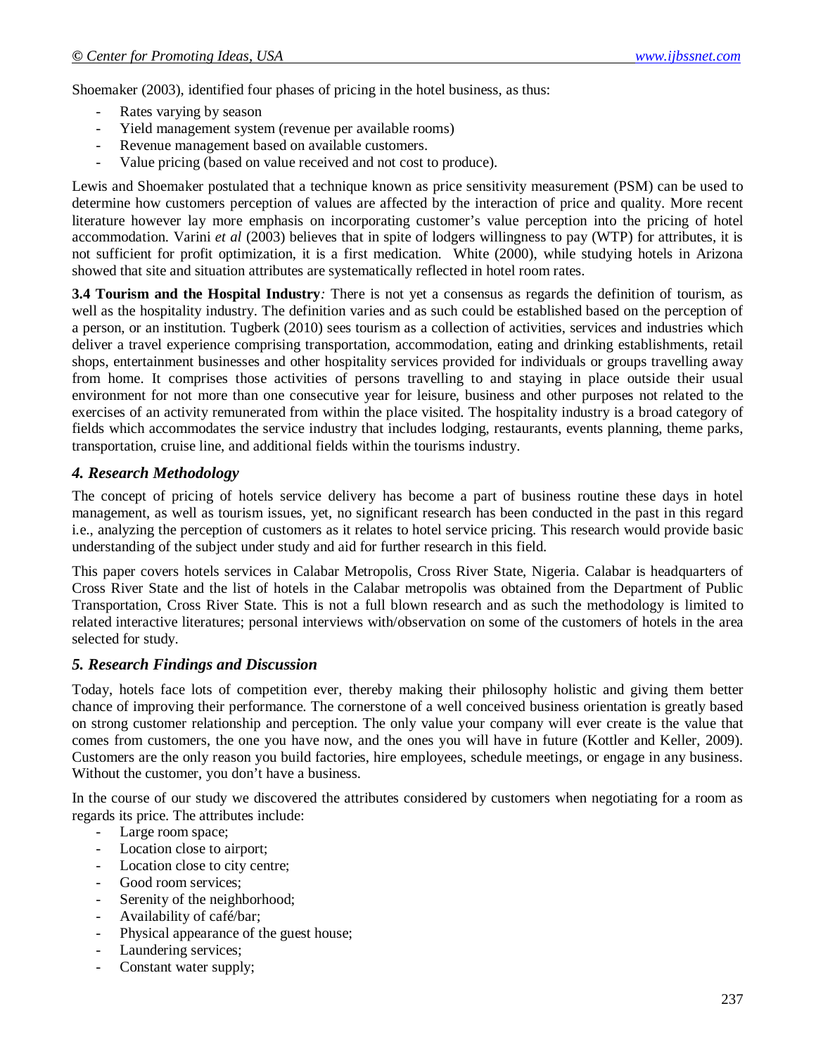Shoemaker (2003), identified four phases of pricing in the hotel business, as thus:

- Rates varying by season
- Yield management system (revenue per available rooms)
- Revenue management based on available customers.
- Value pricing (based on value received and not cost to produce).

Lewis and Shoemaker postulated that a technique known as price sensitivity measurement (PSM) can be used to determine how customers perception of values are affected by the interaction of price and quality. More recent literature however lay more emphasis on incorporating customer's value perception into the pricing of hotel accommodation. Varini *et al* (2003) believes that in spite of lodgers willingness to pay (WTP) for attributes, it is not sufficient for profit optimization, it is a first medication. White (2000), while studying hotels in Arizona showed that site and situation attributes are systematically reflected in hotel room rates.

**3.4 Tourism and the Hospital Industry***:* There is not yet a consensus as regards the definition of tourism, as well as the hospitality industry. The definition varies and as such could be established based on the perception of a person, or an institution. Tugberk (2010) sees tourism as a collection of activities, services and industries which deliver a travel experience comprising transportation, accommodation, eating and drinking establishments, retail shops, entertainment businesses and other hospitality services provided for individuals or groups travelling away from home. It comprises those activities of persons travelling to and staying in place outside their usual environment for not more than one consecutive year for leisure, business and other purposes not related to the exercises of an activity remunerated from within the place visited. The hospitality industry is a broad category of fields which accommodates the service industry that includes lodging, restaurants, events planning, theme parks, transportation, cruise line, and additional fields within the tourisms industry.

## *4. Research Methodology*

The concept of pricing of hotels service delivery has become a part of business routine these days in hotel management, as well as tourism issues, yet, no significant research has been conducted in the past in this regard i.e., analyzing the perception of customers as it relates to hotel service pricing. This research would provide basic understanding of the subject under study and aid for further research in this field.

This paper covers hotels services in Calabar Metropolis, Cross River State, Nigeria. Calabar is headquarters of Cross River State and the list of hotels in the Calabar metropolis was obtained from the Department of Public Transportation, Cross River State. This is not a full blown research and as such the methodology is limited to related interactive literatures; personal interviews with/observation on some of the customers of hotels in the area selected for study.

## *5. Research Findings and Discussion*

Today, hotels face lots of competition ever, thereby making their philosophy holistic and giving them better chance of improving their performance. The cornerstone of a well conceived business orientation is greatly based on strong customer relationship and perception. The only value your company will ever create is the value that comes from customers, the one you have now, and the ones you will have in future (Kottler and Keller, 2009). Customers are the only reason you build factories, hire employees, schedule meetings, or engage in any business. Without the customer, you don't have a business.

In the course of our study we discovered the attributes considered by customers when negotiating for a room as regards its price. The attributes include:

- Large room space;
- Location close to airport;
- Location close to city centre;
- Good room services;
- Serenity of the neighborhood;
- Availability of café/bar;
- Physical appearance of the guest house;
- Laundering services;
- Constant water supply;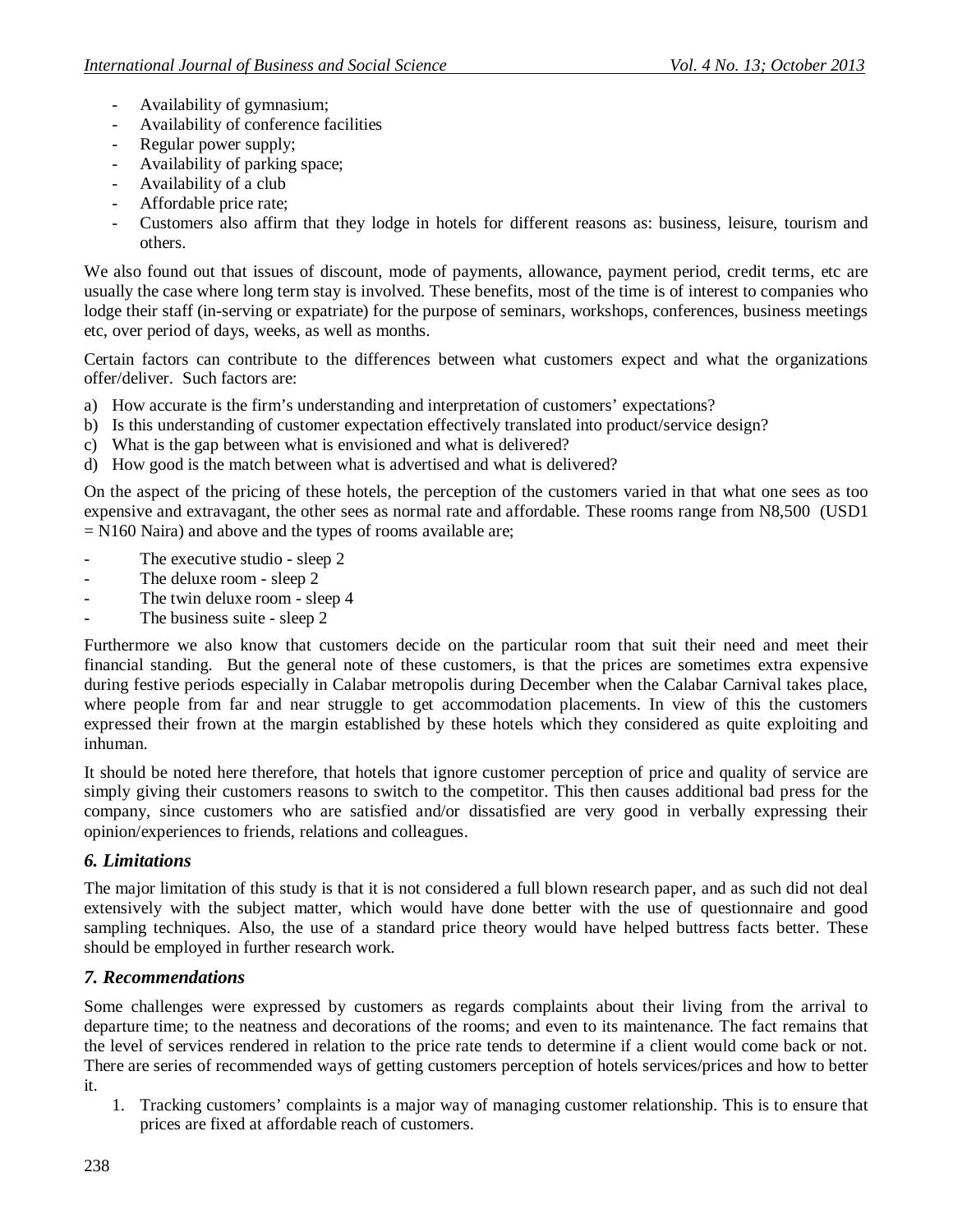- Availability of gymnasium;
- Availability of conference facilities
- Regular power supply;
- Availability of parking space;
- Availability of a club
- Affordable price rate;
- Customers also affirm that they lodge in hotels for different reasons as: business, leisure, tourism and others.

We also found out that issues of discount, mode of payments, allowance, payment period, credit terms, etc are usually the case where long term stay is involved. These benefits, most of the time is of interest to companies who lodge their staff (in-serving or expatriate) for the purpose of seminars, workshops, conferences, business meetings etc, over period of days, weeks, as well as months.

Certain factors can contribute to the differences between what customers expect and what the organizations offer/deliver. Such factors are:

a) How accurate is the firm's understanding and interpretation of customers' expectations?
b) Is this understanding of customer expectation effectively translated into product/service design?
c) What is the gap between what is envisioned and what is delivered?
d) How good is the match between what is advertised and what is delivered?

On the aspect of the pricing of these hotels, the perception of the customers varied in that what one sees as too expensive and extravagant, the other sees as normal rate and affordable. These rooms range from N8,500 (USD1 = N160 Naira) and above and the types of rooms available are;

- The executive studio - sleep 2
- The deluxe room - sleep 2
- The twin deluxe room - sleep 4
- The business suite - sleep 2

Furthermore we also know that customers decide on the particular room that suit their need and meet their financial standing. But the general note of these customers, is that the prices are sometimes extra expensive during festive periods especially in Calabar metropolis during December when the Calabar Carnival takes place, where people from far and near struggle to get accommodation placements. In view of this the customers expressed their frown at the margin established by these hotels which they considered as quite exploiting and inhuman.

It should be noted here therefore, that hotels that ignore customer perception of price and quality of service are simply giving their customers reasons to switch to the competitor. This then causes additional bad press for the company, since customers who are satisfied and/or dissatisfied are very good in verbally expressing their opinion/experiences to friends, relations and colleagues.

## *6. Limitations*

The major limitation of this study is that it is not considered a full blown research paper, and as such did not deal extensively with the subject matter, which would have done better with the use of questionnaire and good sampling techniques. Also, the use of a standard price theory would have helped buttress facts better. These should be employed in further research work.

## *7. Recommendations*

Some challenges were expressed by customers as regards complaints about their living from the arrival to departure time; to the neatness and decorations of the rooms; and even to its maintenance. The fact remains that the level of services rendered in relation to the price rate tends to determine if a client would come back or not. There are series of recommended ways of getting customers perception of hotels services/prices and how to better it.

1. Tracking customers' complaints is a major way of managing customer relationship. This is to ensure that prices are fixed at affordable reach of customers.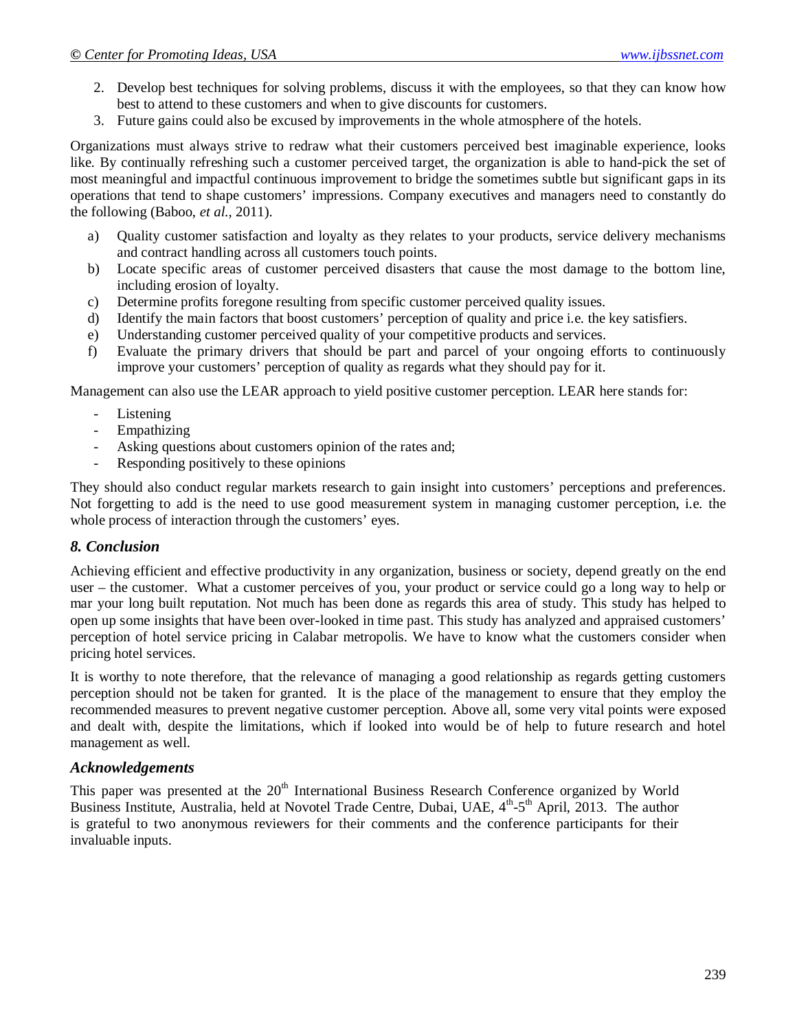2. Develop best techniques for solving problems, discuss it with the employees, so that they can know how best to attend to these customers and when to give discounts for customers.
3. Future gains could also be excused by improvements in the whole atmosphere of the hotels.

Organizations must always strive to redraw what their customers perceived best imaginable experience, looks like. By continually refreshing such a customer perceived target, the organization is able to hand-pick the set of most meaningful and impactful continuous improvement to bridge the sometimes subtle but significant gaps in its operations that tend to shape customers' impressions. Company executives and managers need to constantly do the following (Baboo, *et al.*, 2011).

a) Quality customer satisfaction and loyalty as they relates to your products, service delivery mechanisms and contract handling across all customers touch points.
b) Locate specific areas of customer perceived disasters that cause the most damage to the bottom line, including erosion of loyalty.
c) Determine profits foregone resulting from specific customer perceived quality issues.
d) Identify the main factors that boost customers' perception of quality and price i.e. the key satisfiers.
e) Understanding customer perceived quality of your competitive products and services.
f) Evaluate the primary drivers that should be part and parcel of your ongoing efforts to continuously improve your customers' perception of quality as regards what they should pay for it.

Management can also use the LEAR approach to yield positive customer perception. LEAR here stands for:

- Listening
- Empathizing
- Asking questions about customers opinion of the rates and;
- Responding positively to these opinions

They should also conduct regular markets research to gain insight into customers' perceptions and preferences. Not forgetting to add is the need to use good measurement system in managing customer perception, i.e. the whole process of interaction through the customers' eyes.

### *8. Conclusion*

Achieving efficient and effective productivity in any organization, business or society, depend greatly on the end user – the customer. What a customer perceives of you, your product or service could go a long way to help or mar your long built reputation. Not much has been done as regards this area of study. This study has helped to open up some insights that have been over-looked in time past. This study has analyzed and appraised customers' perception of hotel service pricing in Calabar metropolis. We have to know what the customers consider when pricing hotel services.

It is worthy to note therefore, that the relevance of managing a good relationship as regards getting customers perception should not be taken for granted. It is the place of the management to ensure that they employ the recommended measures to prevent negative customer perception. Above all, some very vital points were exposed and dealt with, despite the limitations, which if looked into would be of help to future research and hotel management as well.

### *Acknowledgements*

This paper was presented at the 20th International Business Research Conference organized by World Business Institute, Australia, held at Novotel Trade Centre, Dubai, UAE, 4th-5th April, 2013. The author is grateful to two anonymous reviewers for their comments and the conference participants for their invaluable inputs.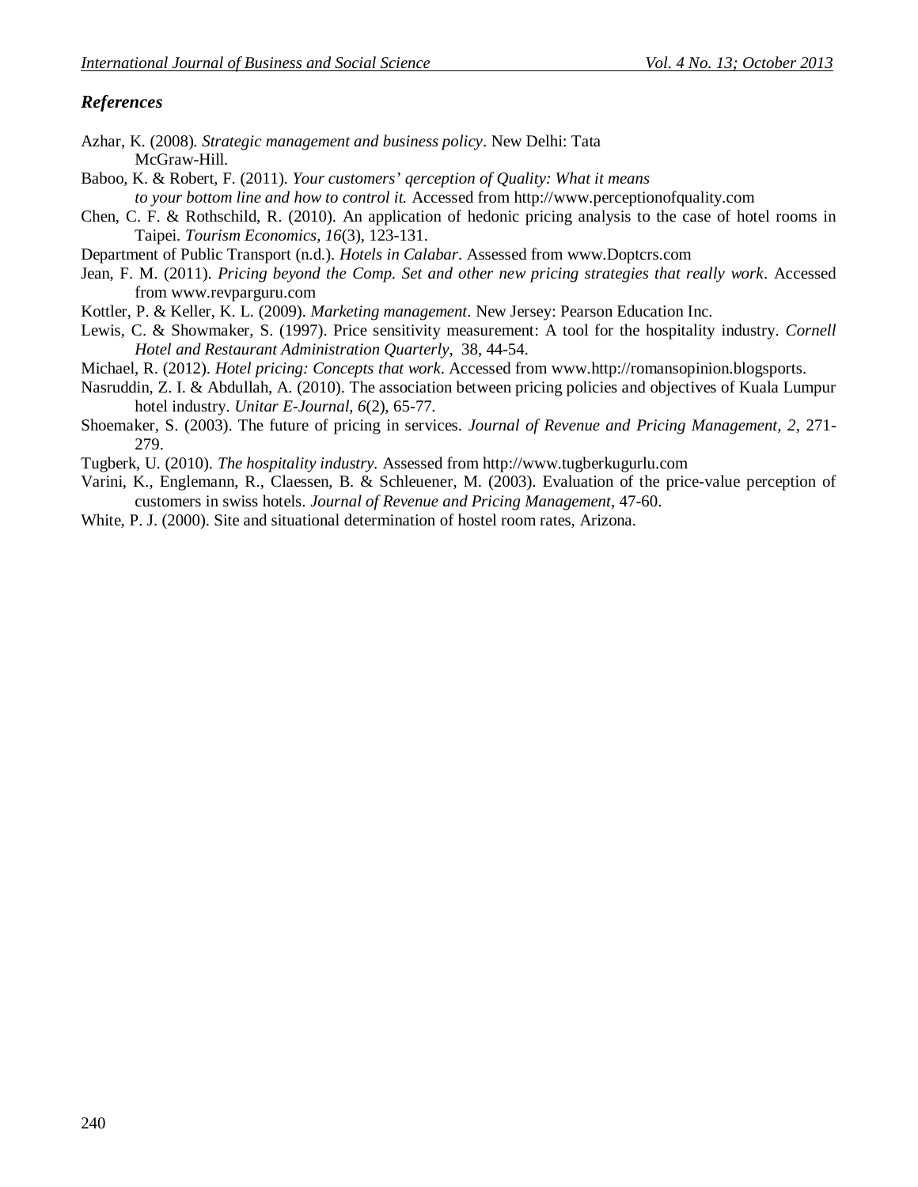### *References*

Azhar, K. (2008). *Strategic management and business policy*. New Delhi: Tata McGraw-Hill.

Baboo, K. & Robert, F. (2011). *Your customers' qerception of Quality: What it means to your bottom line and how to control it.* Accessed from http://www.perceptionofquality.com

Chen, C. F. & Rothschild, R. (2010). An application of hedonic pricing analysis to the case of hotel rooms in Taipei. *Tourism Economics, 16*(3), 123-131.

Department of Public Transport (n.d.). *Hotels in Calabar*. Assessed from www.Doptcrs.com

Jean, F. M. (2011). *Pricing beyond the Comp. Set and other new pricing strategies that really work*. Accessed from www.revparguru.com

Kottler, P. & Keller, K. L. (2009). *Marketing management*. New Jersey: Pearson Education Inc.

Lewis, C. & Showmaker, S. (1997). Price sensitivity measurement: A tool for the hospitality industry. *Cornell Hotel and Restaurant Administration Quarterly,* 38, 44-54.

Michael, R. (2012). *Hotel pricing: Concepts that work*. Accessed from www.http://romansopinion.blogsports.

Nasruddin, Z. I. & Abdullah, A. (2010). The association between pricing policies and objectives of Kuala Lumpur hotel industry. *Unitar E-Journal, 6*(2), 65-77.

Shoemaker, S. (2003). The future of pricing in services. *Journal of Revenue and Pricing Management, 2*, 271-279.

Tugberk, U. (2010). *The hospitality industry.* Assessed from http://www.tugberkugurlu.com

Varini, K., Englemann, R., Claessen, B. & Schleuener, M. (2003). Evaluation of the price-value perception of customers in swiss hotels. *Journal of Revenue and Pricing Management*, 47-60.

White, P. J. (2000). Site and situational determination of hostel room rates, Arizona.